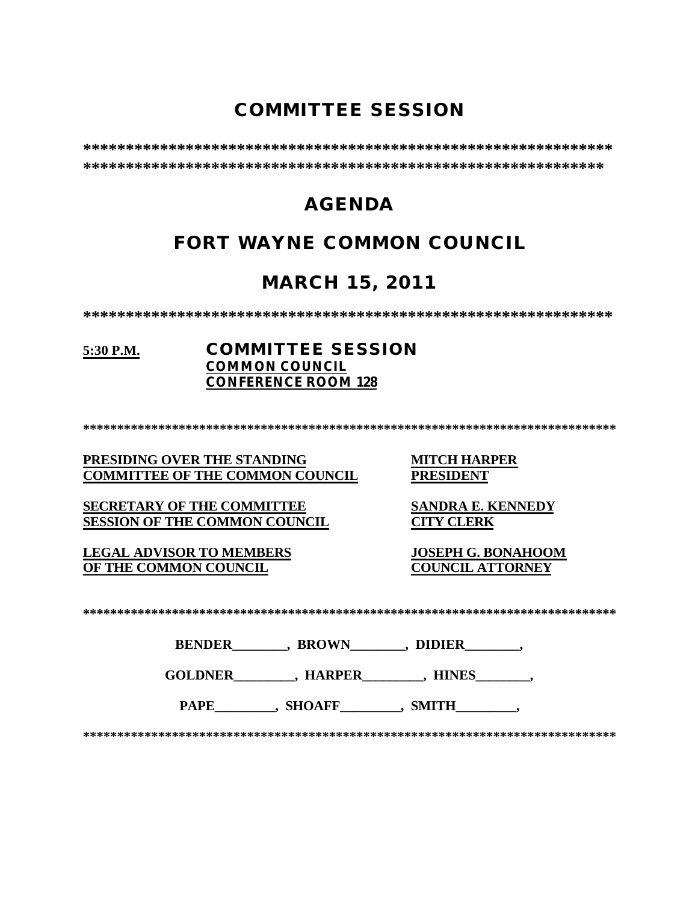# COMMITTEE SESSION

**\*\*\*\*\*\*\*\*\*\*\*\*\*\*\*\*\*\*\*\*\*\*\*\*\*\*\*\*\*\*\*\*\*\*\*\*\*\*\*\*\*\*\*\*\*\*\*\*\*\*\*\*\*\*\*\*\*\*\*\*\*\*\*\*\*\*\*\*\*\*\*\*\*\*\*\*\*\*\*\*\*\*\*\*\*\*\*\*\*\*\*\*\*\*\*\*\*\*\*\*\*\*\*\*\*\*\*\*\*\*\*\*\*\*\*\*\*\*\*\*\*\*\*\*\***

# AGENDA

# FORT WAYNE COMMON COUNCIL

# MARCH 15, 2011

**\*\*\*\*\*\*\*\*\*\*\*\*\*\*\*\*\*\*\*\*\*\*\*\*\*\*\*\*\*\*\*\*\*\*\*\*\*\*\*\*\*\*\*\*\*\*\*\*\*\*\*\*\*\*\*\*\*\*\*\*\*\***

**5:30 P.M.** **COMMITTEE SESSION**
**COMMON COUNCIL**
**CONFERENCE ROOM 128**

**\*\*\*\*\*\*\*\*\*\*\*\*\*\*\*\*\*\*\*\*\*\*\*\*\*\*\*\*\*\*\*\*\*\*\*\*\*\*\*\*\*\*\*\*\*\*\*\*\*\*\*\*\*\*\*\*\*\*\*\*\*\*\*\*\*\*\*\*\*\*\*\*\*\*\*\*\*\*\***

| | |
|---|---|
| **PRESIDING OVER THE STANDING COMMITTEE OF THE COMMON COUNCIL** | **MITCH HARPER PRESIDENT** |
| **SECRETARY OF THE COMMITTEE SESSION OF THE COMMON COUNCIL** | **SANDRA E. KENNEDY CITY CLERK** |
| **LEGAL ADVISOR TO MEMBERS OF THE COMMON COUNCIL** | **JOSEPH G. BONAHOOM COUNCIL ATTORNEY** |

**\*\*\*\*\*\*\*\*\*\*\*\*\*\*\*\*\*\*\*\*\*\*\*\*\*\*\*\*\*\*\*\*\*\*\*\*\*\*\*\*\*\*\*\*\*\*\*\*\*\*\*\*\*\*\*\*\*\*\*\*\*\*\*\*\*\*\*\*\*\*\*\*\*\*\*\*\*\*\***

**BENDER________, BROWN________, DIDIER________,**

**GOLDNER_________, HARPER_________, HINES________,**

**PAPE_________, SHOAFF_________, SMITH_________,**

**\*\*\*\*\*\*\*\*\*\*\*\*\*\*\*\*\*\*\*\*\*\*\*\*\*\*\*\*\*\*\*\*\*\*\*\*\*\*\*\*\*\*\*\*\*\*\*\*\*\*\*\*\*\*\*\*\*\*\*\*\*\*\*\*\*\*\*\*\*\*\*\*\*\*\*\*\*\*\***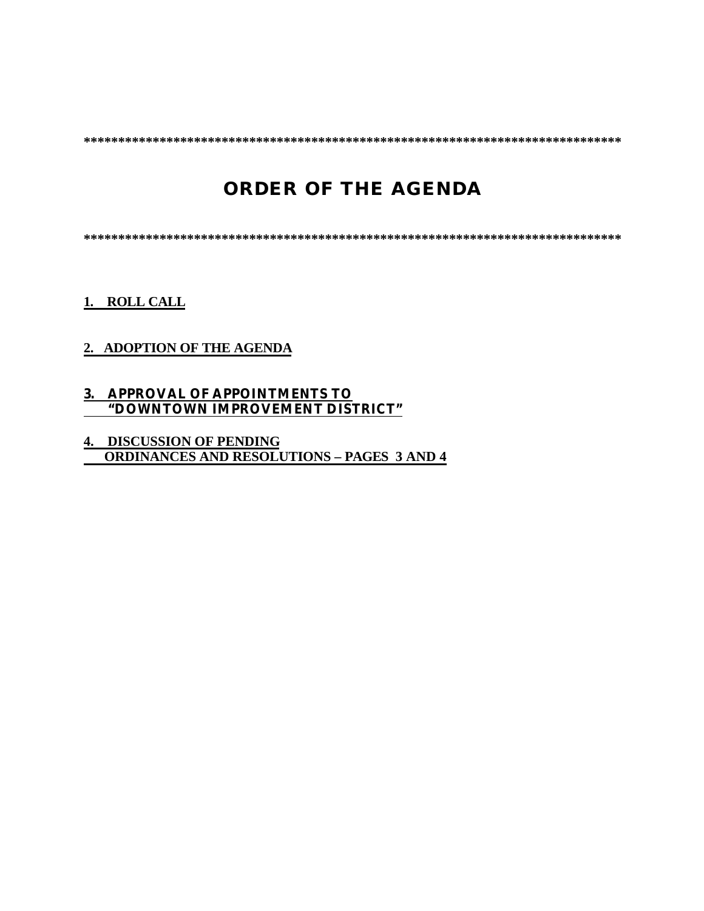********************************************************************************

# ORDER OF THE AGENDA

********************************************************************************

**1. ROLL CALL**

**2. ADOPTION OF THE AGENDA**

**3. APPROVAL OF APPOINTMENTS TO "DOWNTOWN IMPROVEMENT DISTRICT"**

**4. DISCUSSION OF PENDING ORDINANCES AND RESOLUTIONS – PAGES 3 AND 4**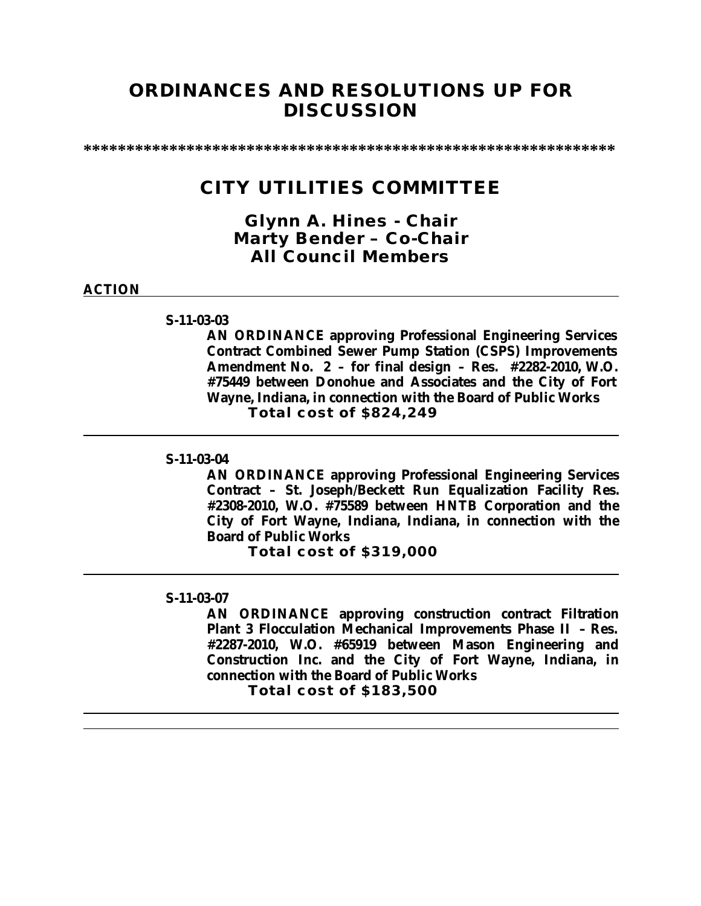# ORDINANCES AND RESOLUTIONS UP FOR DISCUSSION

*************************************************************

## CITY UTILITIES COMMITTEE

### Glynn A. Hines - Chair
### Marty Bender – Co-Chair
### All Council Members

**ACTION**

---

**S-11-03-03**

**AN ORDINANCE approving Professional Engineering Services Contract Combined Sewer Pump Station (CSPS) Improvements Amendment No. 2 – for final design – Res. #2282-2010, W.O. #75449 between Donohue and Associates and the City of Fort Wayne, Indiana, in connection with the Board of Public Works**

**Total cost of $824,249**

---

**S-11-03-04**

**AN ORDINANCE approving Professional Engineering Services Contract – St. Joseph/Beckett Run Equalization Facility Res. #2308-2010, W.O. #75589 between HNTB Corporation and the City of Fort Wayne, Indiana, Indiana, in connection with the Board of Public Works**

**Total cost of $319,000**

---

**S-11-03-07**

**AN ORDINANCE approving construction contract Filtration Plant 3 Flocculation Mechanical Improvements Phase II – Res. #2287-2010, W.O. #65919 between Mason Engineering and Construction Inc. and the City of Fort Wayne, Indiana, in connection with the Board of Public Works**

**Total cost of $183,500**

---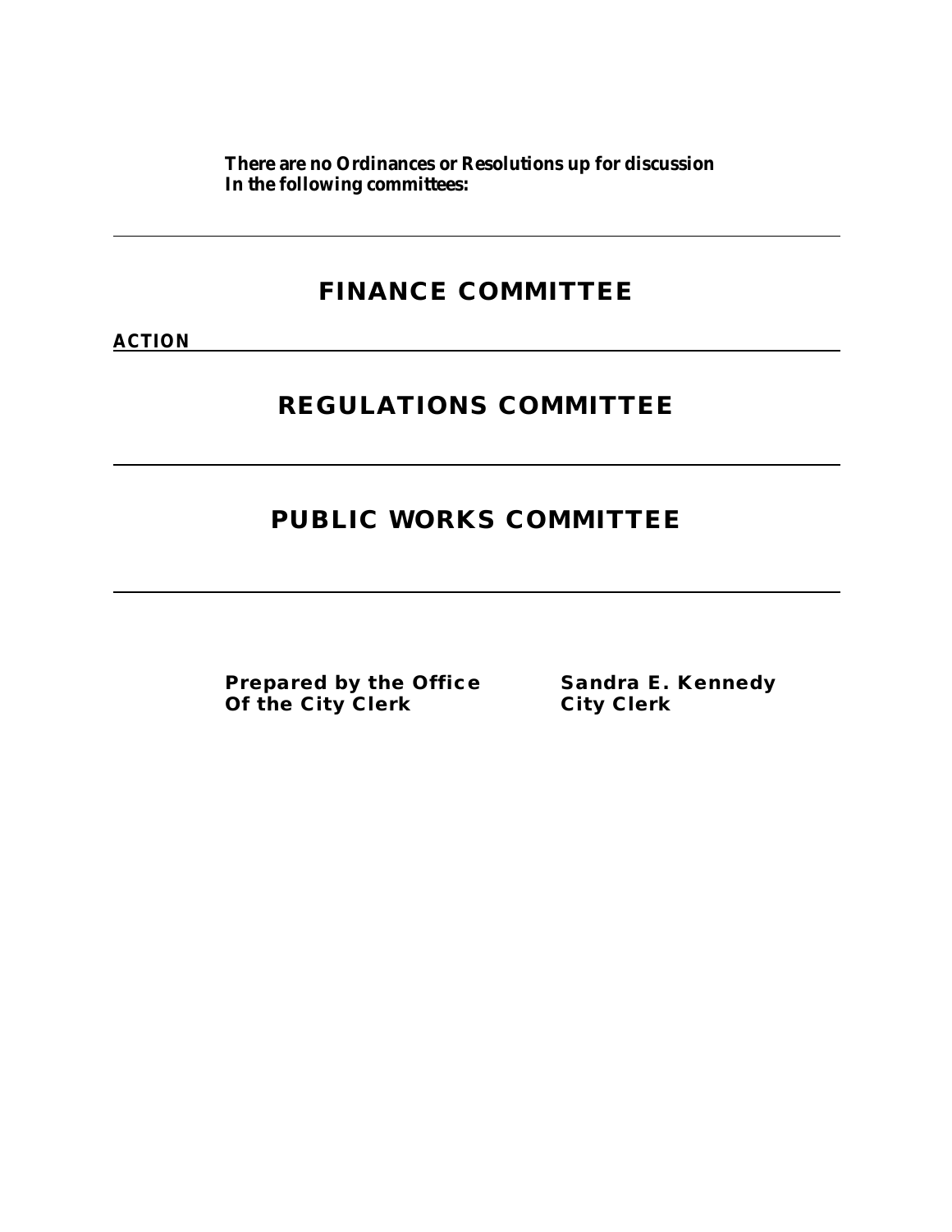**There are no Ordinances or Resolutions up for discussion In the following committees:**

---

## FINANCE COMMITTEE

**ACTION**

---

## REGULATIONS COMMITTEE

---

## PUBLIC WORKS COMMITTEE

---

**Prepared by the Office Of the City Clerk**

**Sandra E. Kennedy City Clerk**